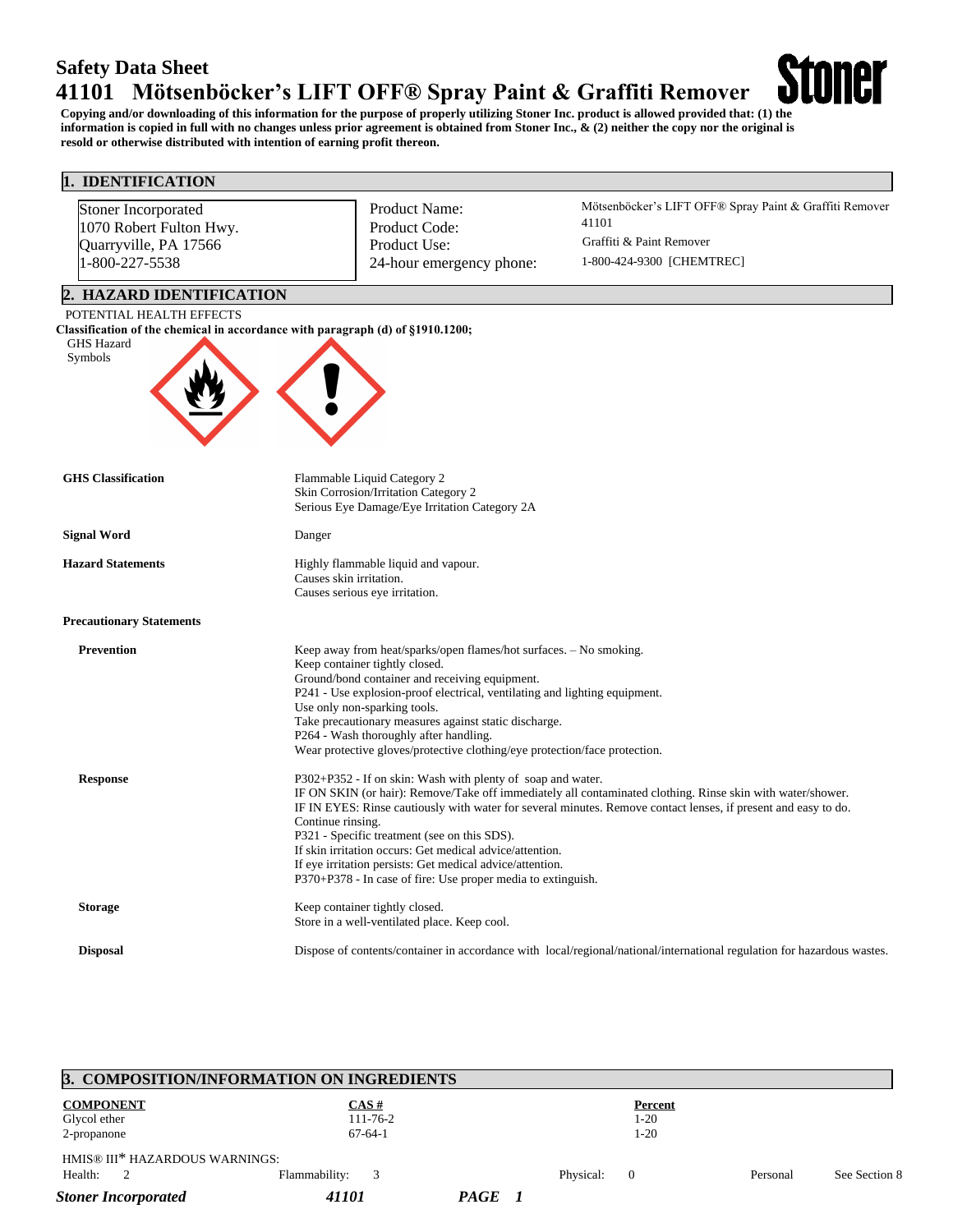# Safety Data Sheet

# 41101 Mötsenböcker's LIFT OFF® Spray Paint & Graffiti Remover

**Copying and/or downloading of this information for the purpose of properly utilizing Stoner Inc. product is allowed provided that: (1) the information is copied in full with no changes unless prior agreement is obtained from Stoner Inc., & (2) neither the copy nor the original is resold or otherwise distributed with intention of earning profit thereon.**

## 1. IDENTIFICATION

Stoner Incorporated
1070 Robert Fulton Hwy.
Quarryville, PA 17566
1-800-227-5538

| | |
|---|---|
| Product Name: | Mötsenböcker's LIFT OFF® Spray Paint & Graffiti Remover |
| Product Code: | 41101 |
| Product Use: | Graffiti & Paint Remover |
| 24-hour emergency phone: | 1-800-424-9300 [CHEMTREC] |

## 2. HAZARD IDENTIFICATION

POTENTIAL HEALTH EFFECTS

**Classification of the chemical in accordance with paragraph (d) of §1910.1200;**

GHS Hazard Symbols

**GHS Classification**
Flammable Liquid Category 2
Skin Corrosion/Irritation Category 2
Serious Eye Damage/Eye Irritation Category 2A

**Signal Word**
Danger

**Hazard Statements**
Highly flammable liquid and vapour.
Causes skin irritation.
Causes serious eye irritation.

**Precautionary Statements**

**Prevention**
Keep away from heat/sparks/open flames/hot surfaces. – No smoking.
Keep container tightly closed.
Ground/bond container and receiving equipment.
P241 - Use explosion-proof electrical, ventilating and lighting equipment.
Use only non-sparking tools.
Take precautionary measures against static discharge.
P264 - Wash thoroughly after handling.
Wear protective gloves/protective clothing/eye protection/face protection.

**Response**
P302+P352 - If on skin: Wash with plenty of soap and water.
IF ON SKIN (or hair): Remove/Take off immediately all contaminated clothing. Rinse skin with water/shower.
IF IN EYES: Rinse cautiously with water for several minutes. Remove contact lenses, if present and easy to do. Continue rinsing.
P321 - Specific treatment (see on this SDS).
If skin irritation occurs: Get medical advice/attention.
If eye irritation persists: Get medical advice/attention.
P370+P378 - In case of fire: Use proper media to extinguish.

**Storage**
Keep container tightly closed.
Store in a well-ventilated place. Keep cool.

**Disposal**
Dispose of contents/container in accordance with local/regional/national/international regulation for hazardous wastes.

## 3. COMPOSITION/INFORMATION ON INGREDIENTS

| COMPONENT | CAS # | Percent |
|---|---|---|
| Glycol ether | 111-76-2 | 1-20 |
| 2-propanone | 67-64-1 | 1-20 |

HMIS® III* HAZARDOUS WARNINGS:

| Health: | Flammability: | Physical: | Personal |
|---|---|---|---|
| 2 | 3 | 0 | See Section 8 |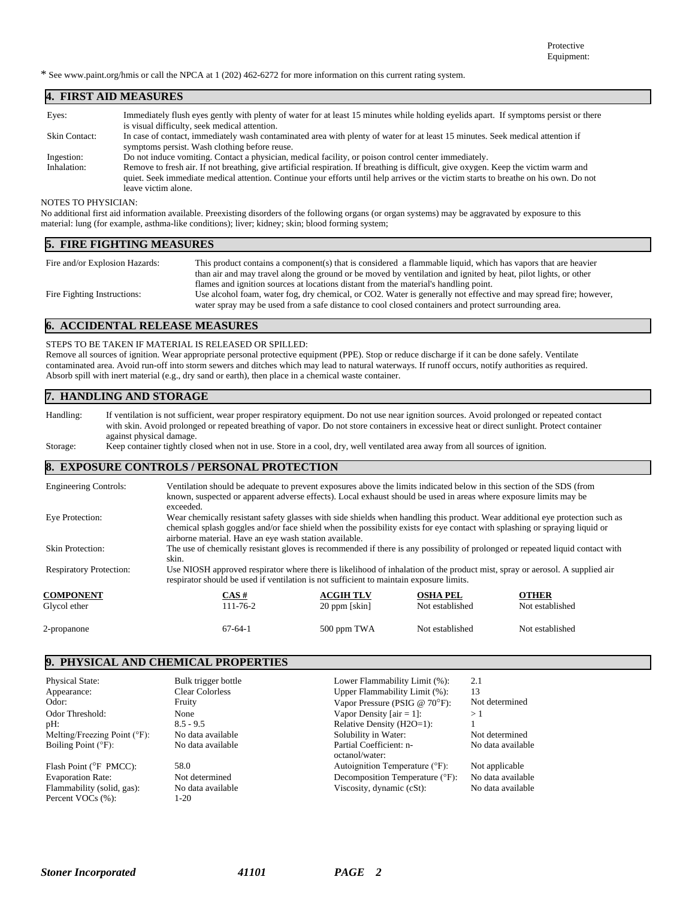Protective Equipment:

* See www.paint.org/hmis or call the NPCA at 1 (202) 462-6272 for more information on this current rating system.

## 4. FIRST AID MEASURES

| | |
|---|---|
| Eyes: | Immediately flush eyes gently with plenty of water for at least 15 minutes while holding eyelids apart. If symptoms persist or there is visual difficulty, seek medical attention. |
| Skin Contact: | In case of contact, immediately wash contaminated area with plenty of water for at least 15 minutes. Seek medical attention if symptoms persist. Wash clothing before reuse. |
| Ingestion: | Do not induce vomiting. Contact a physician, medical facility, or poison control center immediately. |
| Inhalation: | Remove to fresh air. If not breathing, give artificial respiration. If breathing is difficult, give oxygen. Keep the victim warm and quiet. Seek immediate medical attention. Continue your efforts until help arrives or the victim starts to breathe on his own. Do not leave victim alone. |

NOTES TO PHYSICIAN:
No additional first aid information available. Preexisting disorders of the following organs (or organ systems) may be aggravated by exposure to this material: lung (for example, asthma-like conditions); liver; kidney; skin; blood forming system;

## 5. FIRE FIGHTING MEASURES

| | |
|---|---|
| Fire and/or Explosion Hazards: | This product contains a component(s) that is considered a flammable liquid, which has vapors that are heavier than air and may travel along the ground or be moved by ventilation and ignited by heat, pilot lights, or other flames and ignition sources at locations distant from the material's handling point. |
| Fire Fighting Instructions: | Use alcohol foam, water fog, dry chemical, or CO2. Water is generally not effective and may spread fire; however, water spray may be used from a safe distance to cool closed containers and protect surrounding area. |

## 6. ACCIDENTAL RELEASE MEASURES

STEPS TO BE TAKEN IF MATERIAL IS RELEASED OR SPILLED:
Remove all sources of ignition. Wear appropriate personal protective equipment (PPE). Stop or reduce discharge if it can be done safely. Ventilate contaminated area. Avoid run-off into storm sewers and ditches which may lead to natural waterways. If runoff occurs, notify authorities as required. Absorb spill with inert material (e.g., dry sand or earth), then place in a chemical waste container.

## 7. HANDLING AND STORAGE

| | |
|---|---|
| Handling: | If ventilation is not sufficient, wear proper respiratory equipment. Do not use near ignition sources. Avoid prolonged or repeated contact with skin. Avoid prolonged or repeated breathing of vapor. Do not store containers in excessive heat or direct sunlight. Protect container against physical damage. |
| Storage: | Keep container tightly closed when not in use. Store in a cool, dry, well ventilated area away from all sources of ignition. |

## 8. EXPOSURE CONTROLS / PERSONAL PROTECTION

| | |
|---|---|
| Engineering Controls: | Ventilation should be adequate to prevent exposures above the limits indicated below in this section of the SDS (from known, suspected or apparent adverse effects). Local exhaust should be used in areas where exposure limits may be exceeded. |
| Eye Protection: | Wear chemically resistant safety glasses with side shields when handling this product. Wear additional eye protection such as chemical splash goggles and/or face shield when the possibility exists for eye contact with splashing or spraying liquid or airborne material. Have an eye wash station available. |
| Skin Protection: | The use of chemically resistant gloves is recommended if there is any possibility of prolonged or repeated liquid contact with skin. |
| Respiratory Protection: | Use NIOSH approved respirator where there is likelihood of inhalation of the product mist, spray or aerosol. A supplied air respirator should be used if ventilation is not sufficient to maintain exposure limits. |

| COMPONENT | CAS # | ACGIH TLV | OSHA PEL | OTHER |
|---|---|---|---|---|
| Glycol ether | 111-76-2 | 20 ppm [skin] | Not established | Not established |
| 2-propanone | 67-64-1 | 500 ppm TWA | Not established | Not established |

## 9. PHYSICAL AND CHEMICAL PROPERTIES

| | | | |
|---|---|---|---|
| Physical State: | Bulk trigger bottle | Lower Flammability Limit (%): | 2.1 |
| Appearance: | Clear Colorless | Upper Flammability Limit (%): | 13 |
| Odor: | Fruity | Vapor Pressure (PSIG @ 70°F): | Not determined |
| Odor Threshold: | None | Vapor Density [air = 1]: | > 1 |
| pH: | 8.5 - 9.5 | Relative Density (H2O=1): | 1 |
| Melting/Freezing Point (°F): | No data available | Solubility in Water: | Not determined |
| Boiling Point (°F): | No data available | Partial Coefficient: n-octanol/water: | No data available |
| Flash Point (°F PMCC): | 58.0 | Autoignition Temperature (°F): | Not applicable |
| Evaporation Rate: | Not determined | Decomposition Temperature (°F): | No data available |
| Flammability (solid, gas): | No data available | Viscosity, dynamic (cSt): | No data available |
| Percent VOCs (%): | 1-20 | | |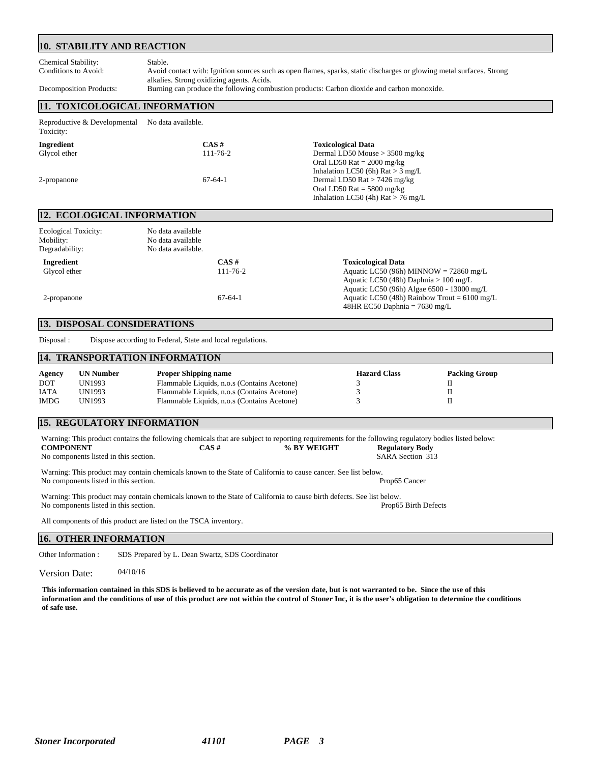## 10. STABILITY AND REACTION

| | |
|---|---|
| Chemical Stability: | Stable. |
| Conditions to Avoid: | Avoid contact with: Ignition sources such as open flames, sparks, static discharges or glowing metal surfaces. Strong alkalies. Strong oxidizing agents. Acids. |
| Decomposition Products: | Burning can produce the following combustion products: Carbon dioxide and carbon monoxide. |

## 11. TOXICOLOGICAL INFORMATION

Reproductive & Developmental Toxicity: No data available.

| Ingredient | CAS # | Toxicological Data |
|---|---|---|
| Glycol ether | 111-76-2 | Dermal LD50 Mouse > 3500 mg/kg<br>Oral LD50 Rat = 2000 mg/kg<br>Inhalation LC50 (6h) Rat > 3 mg/L |
| 2-propanone | 67-64-1 | Dermal LD50 Rat > 7426 mg/kg<br>Oral LD50 Rat = 5800 mg/kg<br>Inhalation LC50 (4h) Rat > 76 mg/L |

## 12. ECOLOGICAL INFORMATION

| | |
|---|---|
| Ecological Toxicity: | No data available |
| Mobility: | No data available |
| Degradability: | No data available. |

| Ingredient | CAS # | Toxicological Data |
|---|---|---|
| Glycol ether | 111-76-2 | Aquatic LC50 (96h) MINNOW = 72860 mg/L<br>Aquatic LC50 (48h) Daphnia > 100 mg/L<br>Aquatic LC50 (96h) Algae 6500 - 13000 mg/L |
| 2-propanone | 67-64-1 | Aquatic LC50 (48h) Rainbow Trout = 6100 mg/L<br>48HR EC50 Daphnia = 7630 mg/L |

## 13. DISPOSAL CONSIDERATIONS

Disposal : Dispose according to Federal, State and local regulations.

## 14. TRANSPORTATION INFORMATION

| Agency | UN Number | Proper Shipping name | Hazard Class | Packing Group |
|---|---|---|---|---|
| DOT | UN1993 | Flammable Liquids, n.o.s (Contains Acetone) | 3 | II |
| IATA | UN1993 | Flammable Liquids, n.o.s (Contains Acetone) | 3 | II |
| IMDG | UN1993 | Flammable Liquids, n.o.s (Contains Acetone) | 3 | II |

## 15. REGULATORY INFORMATION

Warning: This product contains the following chemicals that are subject to reporting requirements for the following regulatory bodies listed below:

| COMPONENT | CAS # | % BY WEIGHT | Regulatory Body |
|---|---|---|---|
| No components listed in this section. | | | SARA Section 313 |

Warning: This product may contain chemicals known to the State of California to cause cancer. See list below.

No components listed in this section. Prop65 Cancer

Warning: This product may contain chemicals known to the State of California to cause birth defects. See list below.

No components listed in this section. Prop65 Birth Defects

All components of this product are listed on the TSCA inventory.

## 16. OTHER INFORMATION

Other Information : SDS Prepared by L. Dean Swartz, SDS Coordinator

Version Date: 04/10/16

**This information contained in this SDS is believed to be accurate as of the version date, but is not warranted to be. Since the use of this information and the conditions of use of this product are not within the control of Stoner Inc, it is the user's obligation to determine the conditions of safe use.**